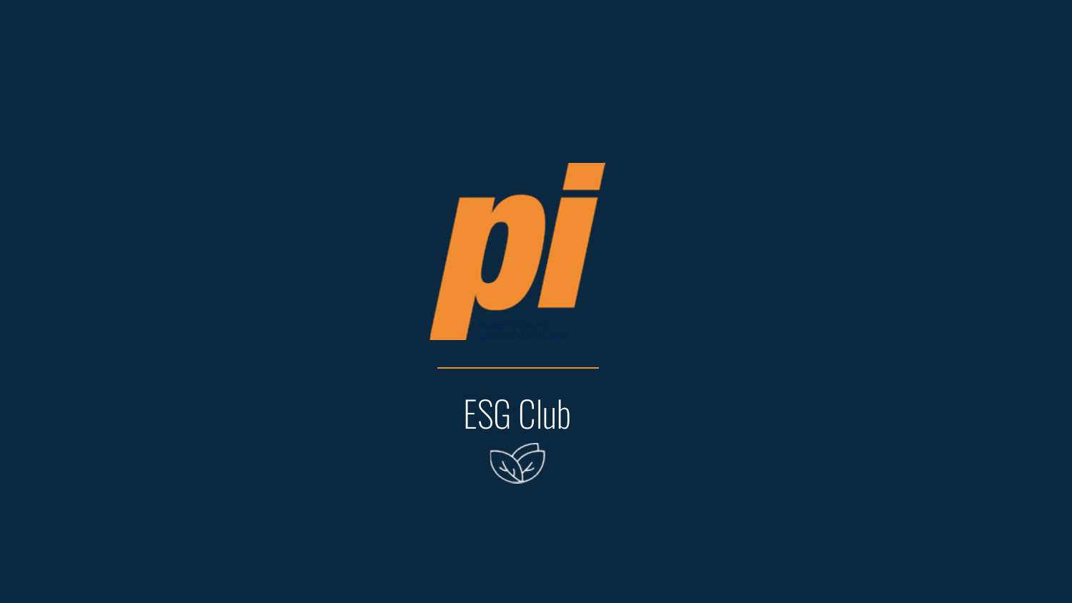# ESG Club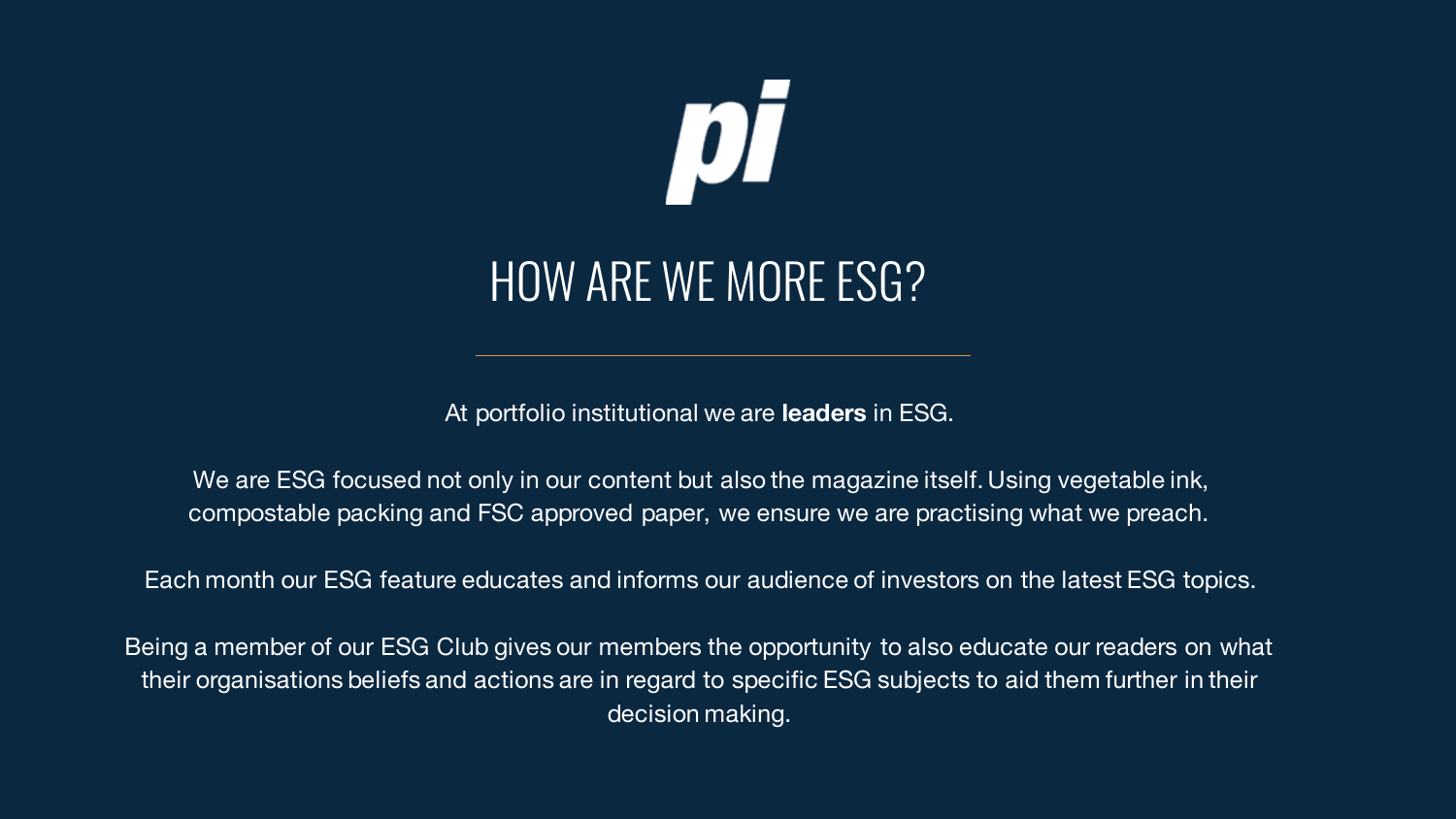pi

# HOW ARE WE MORE ESG?

At portfolio institutional we are **leaders** in ESG.

We are ESG focused not only in our content but also the magazine itself. Using vegetable ink, compostable packing and FSC approved paper, we ensure we are practising what we preach.

Each month our ESG feature educates and informs our audience of investors on the latest ESG topics.

Being a member of our ESG Club gives our members the opportunity to also educate our readers on what their organisations beliefs and actions are in regard to specific ESG subjects to aid them further in their decision making.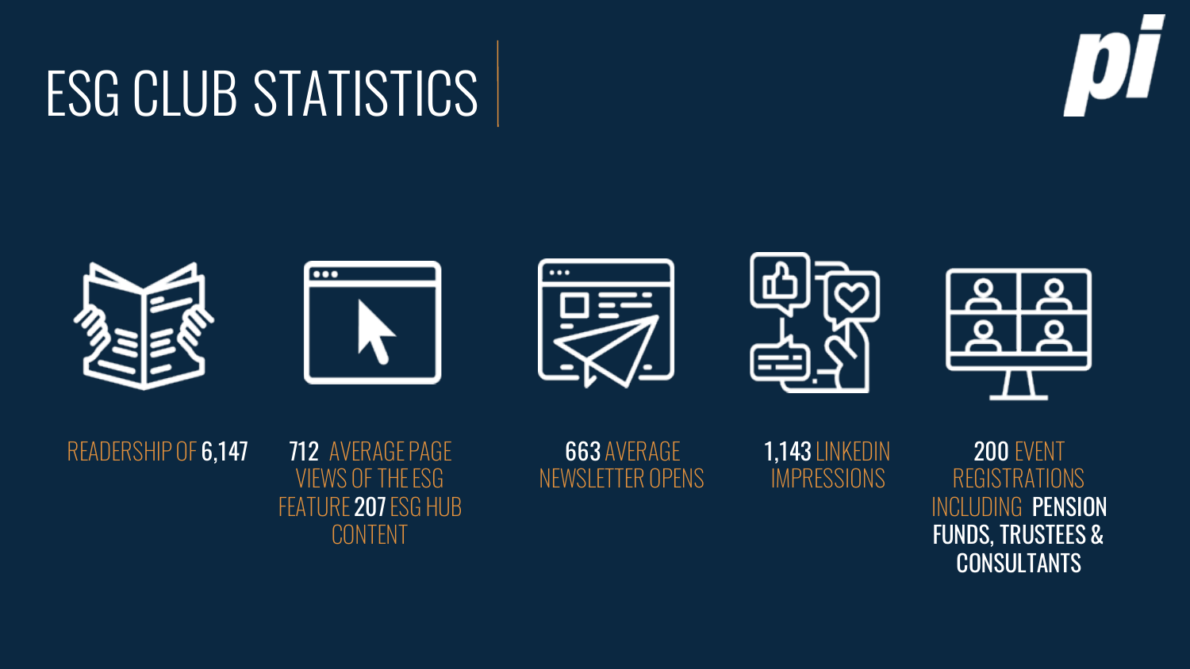# ESG CLUB STATISTICS

READERSHIP OF **6,147**

**712** AVERAGE PAGE VIEWS OF THE ESG FEATURE **207** ESG HUB CONTENT

**663** AVERAGE NEWSLETTER OPENS

**1,143** LINKEDIN IMPRESSIONS

**200** EVENT REGISTRATIONS INCLUDING **PENSION FUNDS, TRUSTEES & CONSULTANTS**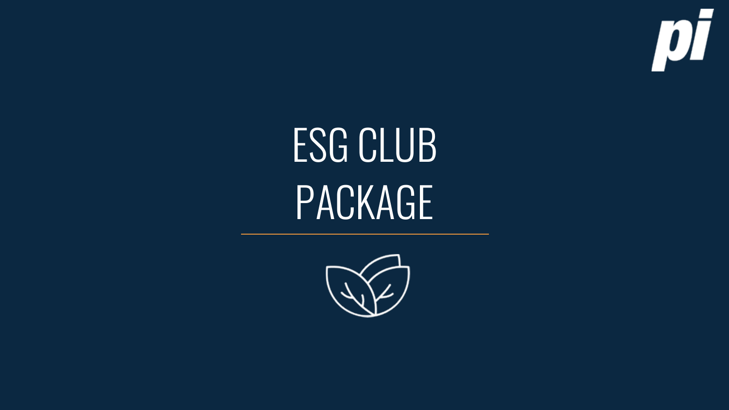# ESG CLUB PACKAGE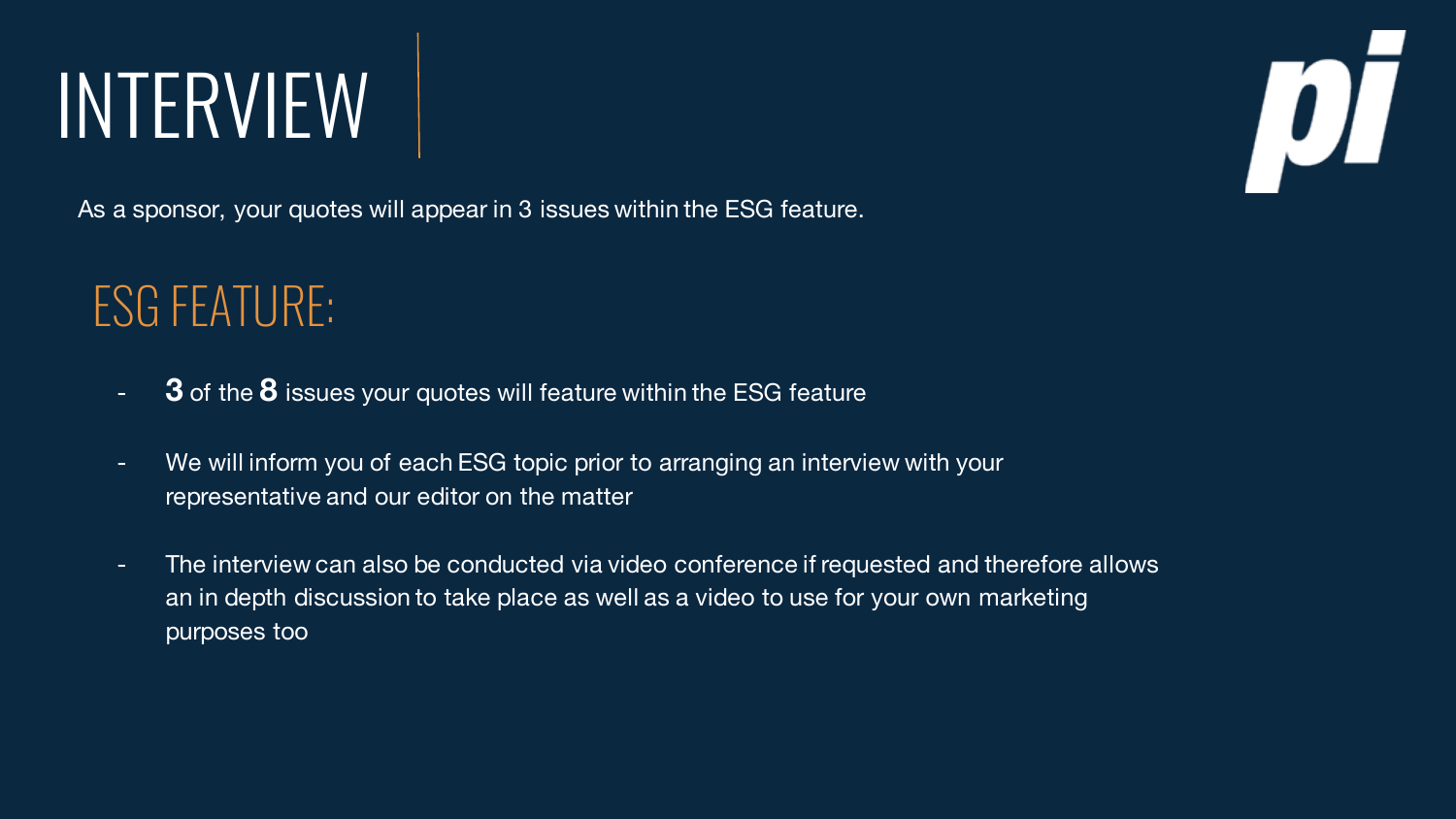# INTERVIEW

As a sponsor, your quotes will appear in 3 issues within the ESG feature.

## ESG FEATURE:

- **3** of the **8** issues your quotes will feature within the ESG feature
- We will inform you of each ESG topic prior to arranging an interview with your representative and our editor on the matter
- The interview can also be conducted via video conference if requested and therefore allows an in depth discussion to take place as well as a video to use for your own marketing purposes too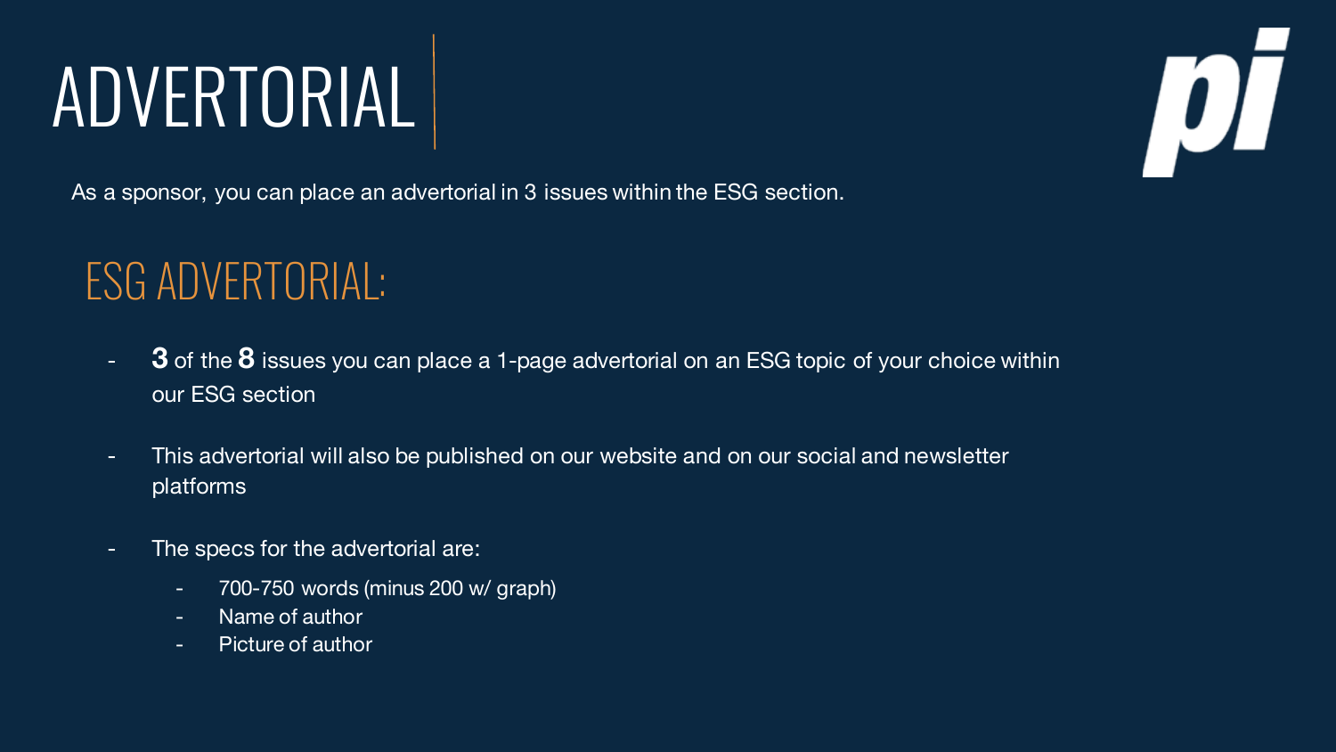# ADVERTORIAL

As a sponsor, you can place an advertorial in 3 issues within the ESG section.

## ESG ADVERTORIAL:

- **3** of the **8** issues you can place a 1-page advertorial on an ESG topic of your choice within our ESG section
- This advertorial will also be published on our website and on our social and newsletter platforms
- The specs for the advertorial are:
  - 700-750 words (minus 200 w/ graph)
  - Name of author
  - Picture of author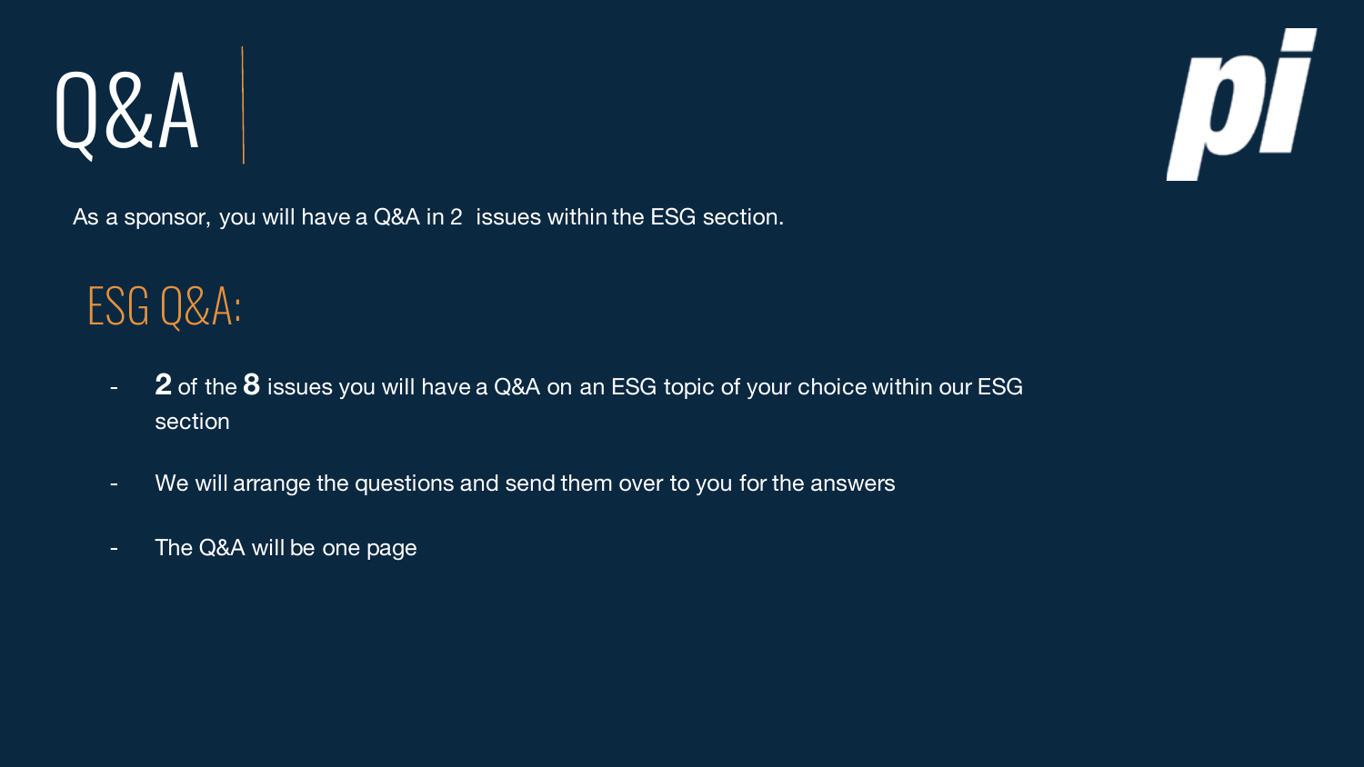# Q&A

As a sponsor, you will have a Q&A in 2 issues within the ESG section.

## ESG Q&A:

- **2** of the **8** issues you will have a Q&A on an ESG topic of your choice within our ESG section
- We will arrange the questions and send them over to you for the answers
- The Q&A will be one page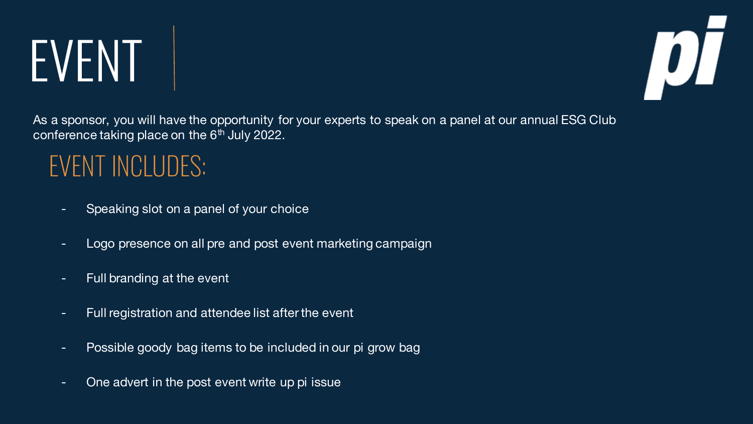# EVENT

As a sponsor, you will have the opportunity for your experts to speak on a panel at our annual ESG Club conference taking place on the 6th July 2022.

## EVENT INCLUDES:

- Speaking slot on a panel of your choice
- Logo presence on all pre and post event marketing campaign
- Full branding at the event
- Full registration and attendee list after the event
- Possible goody bag items to be included in our pi grow bag
- One advert in the post event write up pi issue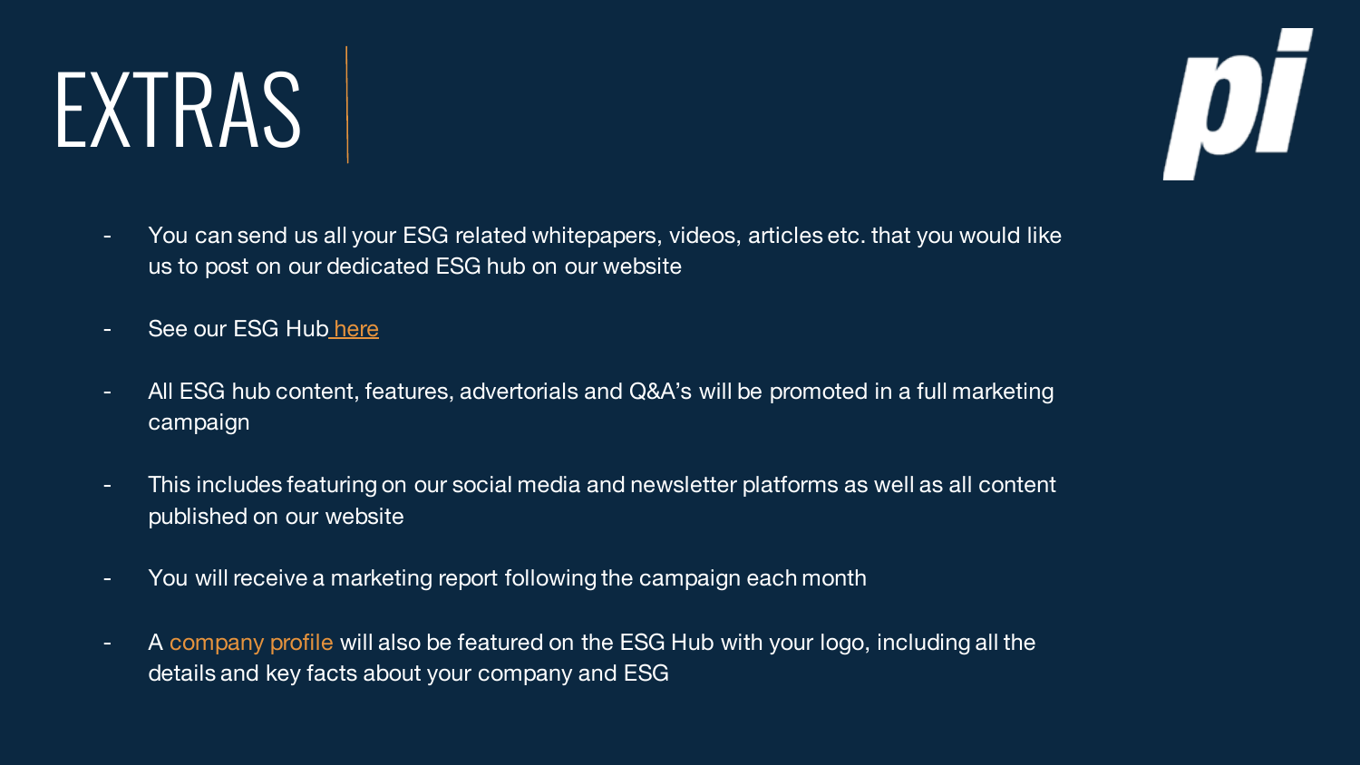# EXTRAS

- You can send us all your ESG related whitepapers, videos, articles etc. that you would like us to post on our dedicated ESG hub on our website
- See our ESG Hub here
- All ESG hub content, features, advertorials and Q&A's will be promoted in a full marketing campaign
- This includes featuring on our social media and newsletter platforms as well as all content published on our website
- You will receive a marketing report following the campaign each month
- A company profile will also be featured on the ESG Hub with your logo, including all the details and key facts about your company and ESG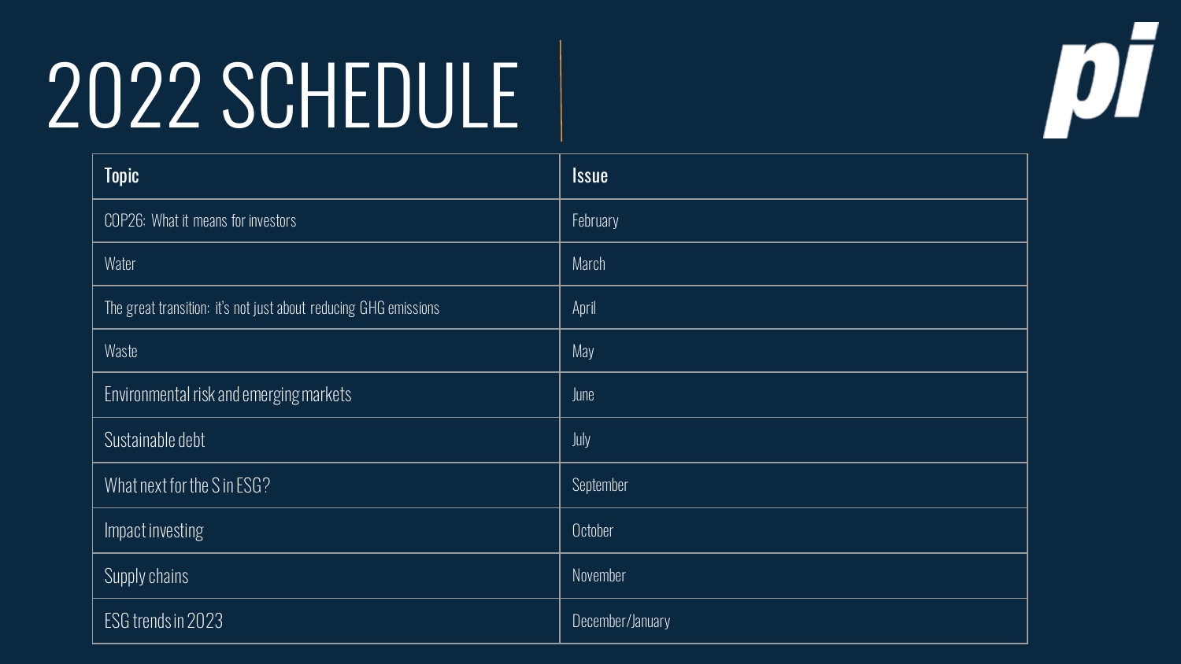# 2022 SCHEDULE

| Topic | Issue |
|---|---|
| COP26: What it means for investors | February |
| Water | March |
| The great transition: it's not just about reducing GHG emissions | April |
| Waste | May |
| Environmental risk and emerging markets | June |
| Sustainable debt | July |
| What next for the S in ESG? | September |
| Impact investing | October |
| Supply chains | November |
| ESG trends in 2023 | December/January |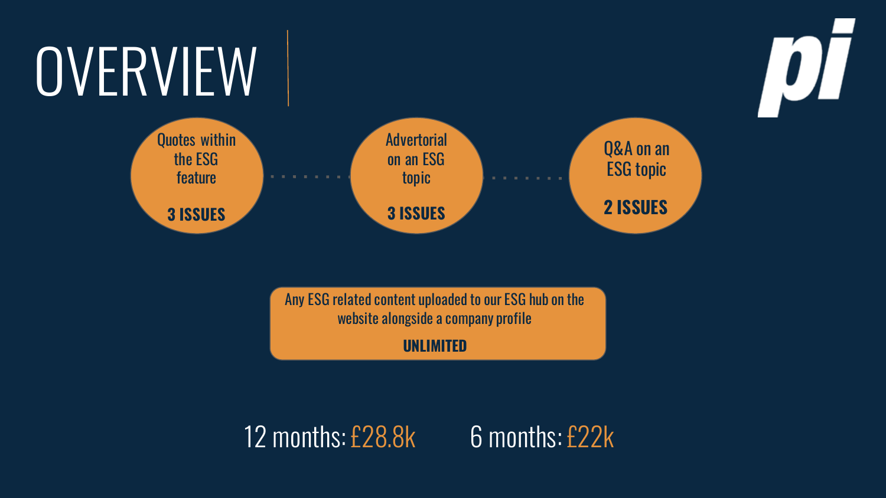# OVERVIEW

Quotes within the ESG feature

**3 ISSUES**

Advertorial on an ESG topic

**3 ISSUES**

Q&A on an ESG topic

**2 ISSUES**

Any ESG related content uploaded to our ESG hub on the website alongside a company profile

**UNLIMITED**

12 months: £28.8k

6 months: £22k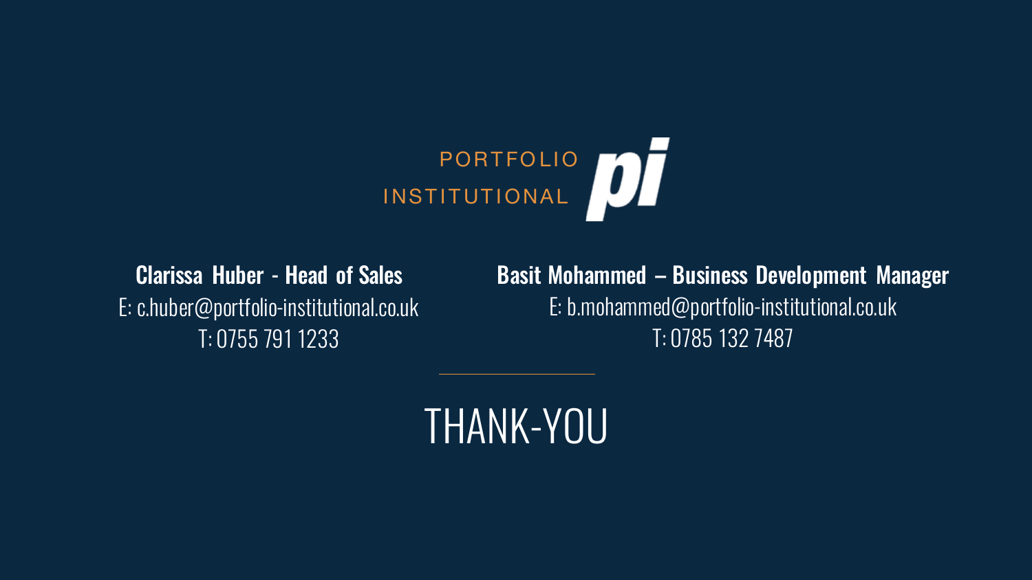PORTFOLIO INSTITUTIONAL

**Clarissa Huber - Head of Sales**
E: c.huber@portfolio-institutional.co.uk
T: 0755 791 1233

**Basit Mohammed – Business Development Manager**
E: b.mohammed@portfolio-institutional.co.uk
T: 0785 132 7487

---

# THANK-YOU